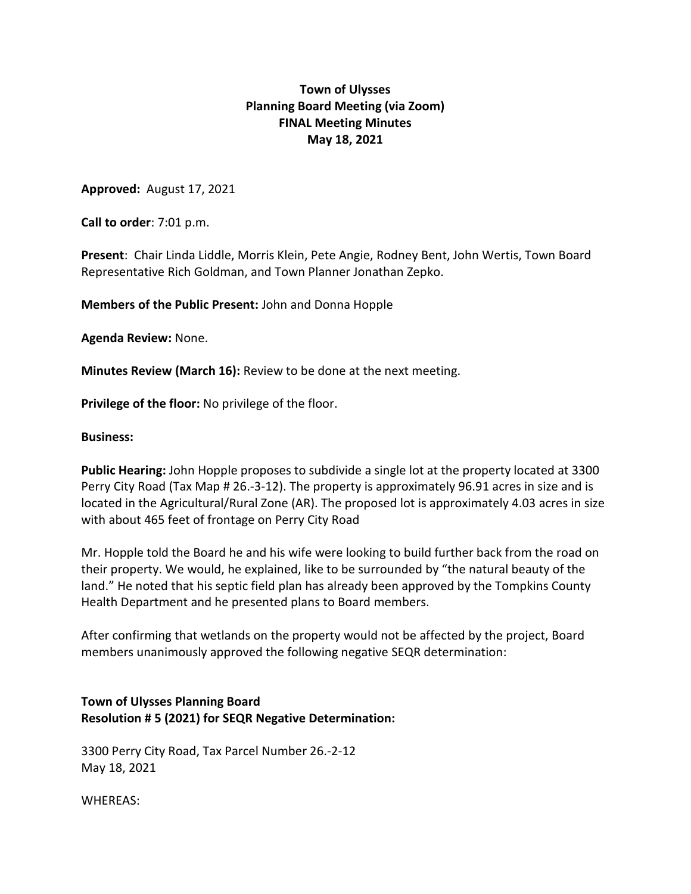**Town of Ulysses**
**Planning Board Meeting (via Zoom)**
**FINAL Meeting Minutes**
**May 18, 2021**

**Approved:** August 17, 2021

**Call to order**: 7:01 p.m.

**Present**: Chair Linda Liddle, Morris Klein, Pete Angie, Rodney Bent, John Wertis, Town Board Representative Rich Goldman, and Town Planner Jonathan Zepko.

**Members of the Public Present:** John and Donna Hopple

**Agenda Review:** None.

**Minutes Review (March 16):** Review to be done at the next meeting.

**Privilege of the floor:** No privilege of the floor.

**Business:**

**Public Hearing:** John Hopple proposes to subdivide a single lot at the property located at 3300 Perry City Road (Tax Map # 26.-3-12). The property is approximately 96.91 acres in size and is located in the Agricultural/Rural Zone (AR). The proposed lot is approximately 4.03 acres in size with about 465 feet of frontage on Perry City Road

Mr. Hopple told the Board he and his wife were looking to build further back from the road on their property. We would, he explained, like to be surrounded by "the natural beauty of the land." He noted that his septic field plan has already been approved by the Tompkins County Health Department and he presented plans to Board members.

After confirming that wetlands on the property would not be affected by the project, Board members unanimously approved the following negative SEQR determination:

**Town of Ulysses Planning Board**
**Resolution # 5 (2021) for SEQR Negative Determination:**

3300 Perry City Road, Tax Parcel Number 26.-2-12
May 18, 2021

WHEREAS: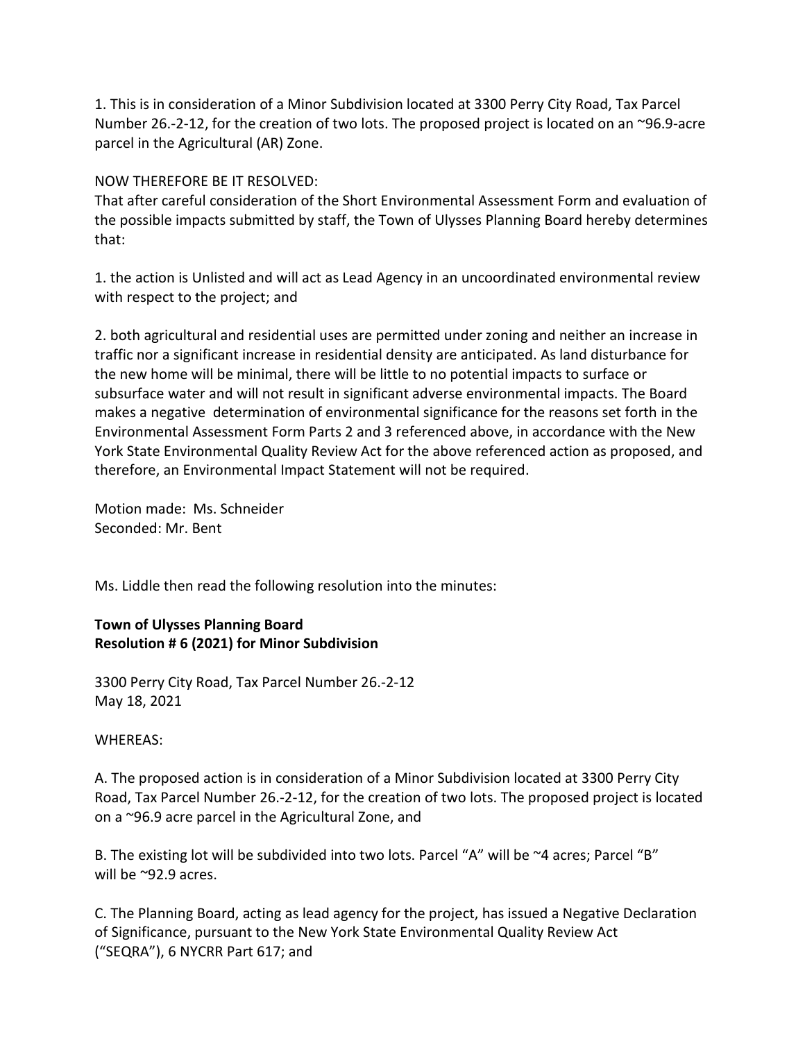1. This is in consideration of a Minor Subdivision located at 3300 Perry City Road, Tax Parcel Number 26.-2-12, for the creation of two lots. The proposed project is located on an ~96.9-acre parcel in the Agricultural (AR) Zone.

NOW THEREFORE BE IT RESOLVED:
That after careful consideration of the Short Environmental Assessment Form and evaluation of the possible impacts submitted by staff, the Town of Ulysses Planning Board hereby determines that:

1. the action is Unlisted and will act as Lead Agency in an uncoordinated environmental review with respect to the project; and

2. both agricultural and residential uses are permitted under zoning and neither an increase in traffic nor a significant increase in residential density are anticipated. As land disturbance for the new home will be minimal, there will be little to no potential impacts to surface or subsurface water and will not result in significant adverse environmental impacts. The Board makes a negative determination of environmental significance for the reasons set forth in the Environmental Assessment Form Parts 2 and 3 referenced above, in accordance with the New York State Environmental Quality Review Act for the above referenced action as proposed, and therefore, an Environmental Impact Statement will not be required.

Motion made: Ms. Schneider
Seconded: Mr. Bent

Ms. Liddle then read the following resolution into the minutes:

**Town of Ulysses Planning Board**
**Resolution # 6 (2021) for Minor Subdivision**

3300 Perry City Road, Tax Parcel Number 26.-2-12
May 18, 2021

WHEREAS:

A. The proposed action is in consideration of a Minor Subdivision located at 3300 Perry City Road, Tax Parcel Number 26.-2-12, for the creation of two lots. The proposed project is located on a ~96.9 acre parcel in the Agricultural Zone, and

B. The existing lot will be subdivided into two lots. Parcel "A" will be ~4 acres; Parcel "B" will be ~92.9 acres.

C. The Planning Board, acting as lead agency for the project, has issued a Negative Declaration of Significance, pursuant to the New York State Environmental Quality Review Act ("SEQRA"), 6 NYCRR Part 617; and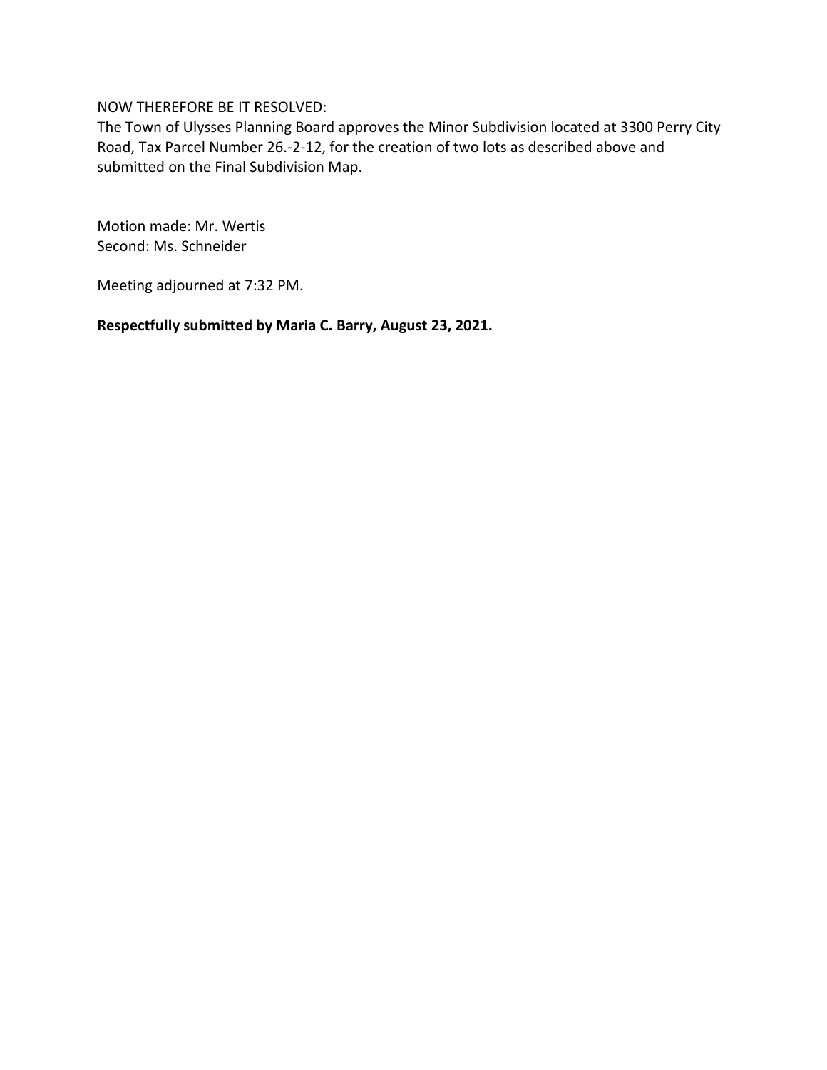NOW THEREFORE BE IT RESOLVED:
The Town of Ulysses Planning Board approves the Minor Subdivision located at 3300 Perry City Road, Tax Parcel Number 26.-2-12, for the creation of two lots as described above and submitted on the Final Subdivision Map.

Motion made: Mr. Wertis
Second: Ms. Schneider

Meeting adjourned at 7:32 PM.

**Respectfully submitted by Maria C. Barry, August 23, 2021.**